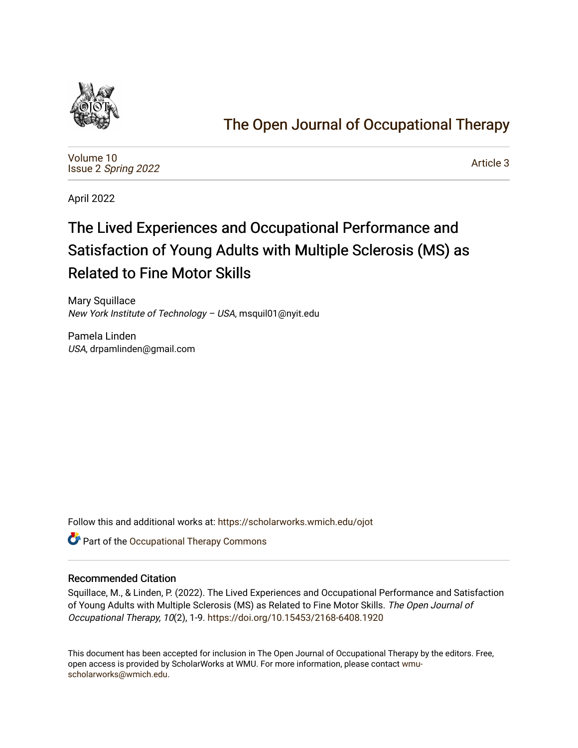# The Open Journal of Occupational Therapy

Volume 10
Issue 2 *Spring 2022*

Article 3

April 2022

## The Lived Experiences and Occupational Performance and Satisfaction of Young Adults with Multiple Sclerosis (MS) as Related to Fine Motor Skills

Mary Squillace
*New York Institute of Technology – USA*, msquil01@nyit.edu

Pamela Linden
*USA*, drpamlinden@gmail.com

Follow this and additional works at: https://scholarworks.wmich.edu/ojot

Part of the Occupational Therapy Commons

### Recommended Citation

Squillace, M., & Linden, P. (2022). The Lived Experiences and Occupational Performance and Satisfaction of Young Adults with Multiple Sclerosis (MS) as Related to Fine Motor Skills. *The Open Journal of Occupational Therapy, 10*(2), 1-9. https://doi.org/10.15453/2168-6408.1920

This document has been accepted for inclusion in The Open Journal of Occupational Therapy by the editors. Free, open access is provided by ScholarWorks at WMU. For more information, please contact wmu-scholarworks@wmich.edu.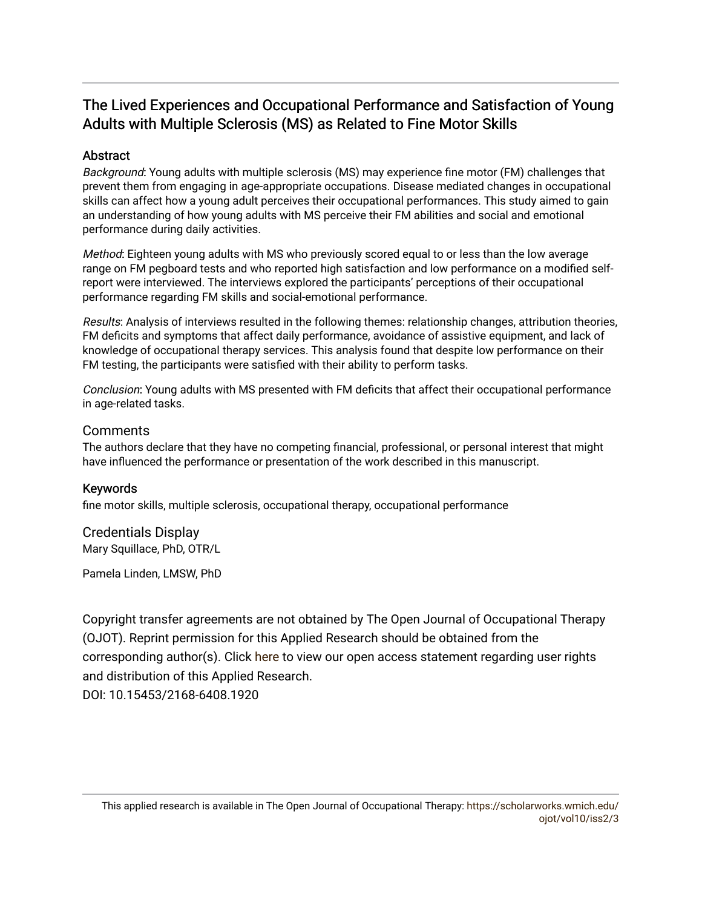# The Lived Experiences and Occupational Performance and Satisfaction of Young Adults with Multiple Sclerosis (MS) as Related to Fine Motor Skills

## Abstract

*Background*: Young adults with multiple sclerosis (MS) may experience fine motor (FM) challenges that prevent them from engaging in age-appropriate occupations. Disease mediated changes in occupational skills can affect how a young adult perceives their occupational performances. This study aimed to gain an understanding of how young adults with MS perceive their FM abilities and social and emotional performance during daily activities.

*Method*: Eighteen young adults with MS who previously scored equal to or less than the low average range on FM pegboard tests and who reported high satisfaction and low performance on a modified self-report were interviewed. The interviews explored the participants' perceptions of their occupational performance regarding FM skills and social-emotional performance.

*Results*: Analysis of interviews resulted in the following themes: relationship changes, attribution theories, FM deficits and symptoms that affect daily performance, avoidance of assistive equipment, and lack of knowledge of occupational therapy services. This analysis found that despite low performance on their FM testing, the participants were satisfied with their ability to perform tasks.

*Conclusion*: Young adults with MS presented with FM deficits that affect their occupational performance in age-related tasks.

## Comments

The authors declare that they have no competing financial, professional, or personal interest that might have influenced the performance or presentation of the work described in this manuscript.

## Keywords

fine motor skills, multiple sclerosis, occupational therapy, occupational performance

## Credentials Display

Mary Squillace, PhD, OTR/L

Pamela Linden, LMSW, PhD

Copyright transfer agreements are not obtained by The Open Journal of Occupational Therapy (OJOT). Reprint permission for this Applied Research should be obtained from the corresponding author(s). Click here to view our open access statement regarding user rights and distribution of this Applied Research.

DOI: 10.15453/2168-6408.1920

This applied research is available in The Open Journal of Occupational Therapy: https://scholarworks.wmich.edu/ojot/vol10/iss2/3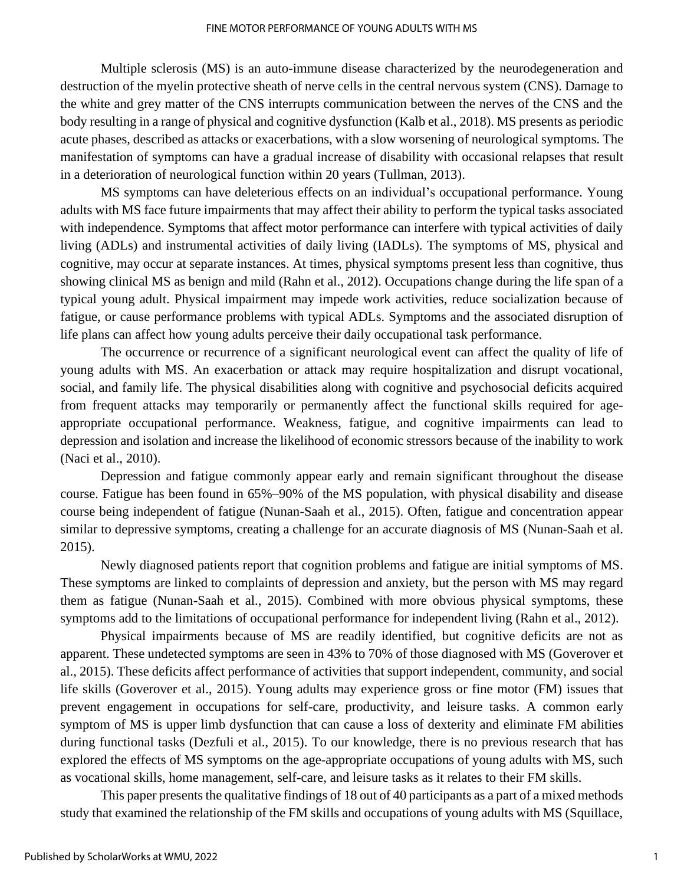Multiple sclerosis (MS) is an auto-immune disease characterized by the neurodegeneration and destruction of the myelin protective sheath of nerve cells in the central nervous system (CNS). Damage to the white and grey matter of the CNS interrupts communication between the nerves of the CNS and the body resulting in a range of physical and cognitive dysfunction (Kalb et al., 2018). MS presents as periodic acute phases, described as attacks or exacerbations, with a slow worsening of neurological symptoms. The manifestation of symptoms can have a gradual increase of disability with occasional relapses that result in a deterioration of neurological function within 20 years (Tullman, 2013).

MS symptoms can have deleterious effects on an individual's occupational performance. Young adults with MS face future impairments that may affect their ability to perform the typical tasks associated with independence. Symptoms that affect motor performance can interfere with typical activities of daily living (ADLs) and instrumental activities of daily living (IADLs). The symptoms of MS, physical and cognitive, may occur at separate instances. At times, physical symptoms present less than cognitive, thus showing clinical MS as benign and mild (Rahn et al., 2012). Occupations change during the life span of a typical young adult. Physical impairment may impede work activities, reduce socialization because of fatigue, or cause performance problems with typical ADLs. Symptoms and the associated disruption of life plans can affect how young adults perceive their daily occupational task performance.

The occurrence or recurrence of a significant neurological event can affect the quality of life of young adults with MS. An exacerbation or attack may require hospitalization and disrupt vocational, social, and family life. The physical disabilities along with cognitive and psychosocial deficits acquired from frequent attacks may temporarily or permanently affect the functional skills required for age-appropriate occupational performance. Weakness, fatigue, and cognitive impairments can lead to depression and isolation and increase the likelihood of economic stressors because of the inability to work (Naci et al., 2010).

Depression and fatigue commonly appear early and remain significant throughout the disease course. Fatigue has been found in 65%–90% of the MS population, with physical disability and disease course being independent of fatigue (Nunan-Saah et al., 2015). Often, fatigue and concentration appear similar to depressive symptoms, creating a challenge for an accurate diagnosis of MS (Nunan-Saah et al. 2015).

Newly diagnosed patients report that cognition problems and fatigue are initial symptoms of MS. These symptoms are linked to complaints of depression and anxiety, but the person with MS may regard them as fatigue (Nunan-Saah et al., 2015). Combined with more obvious physical symptoms, these symptoms add to the limitations of occupational performance for independent living (Rahn et al., 2012).

Physical impairments because of MS are readily identified, but cognitive deficits are not as apparent. These undetected symptoms are seen in 43% to 70% of those diagnosed with MS (Goverover et al., 2015). These deficits affect performance of activities that support independent, community, and social life skills (Goverover et al., 2015). Young adults may experience gross or fine motor (FM) issues that prevent engagement in occupations for self-care, productivity, and leisure tasks. A common early symptom of MS is upper limb dysfunction that can cause a loss of dexterity and eliminate FM abilities during functional tasks (Dezfuli et al., 2015). To our knowledge, there is no previous research that has explored the effects of MS symptoms on the age-appropriate occupations of young adults with MS, such as vocational skills, home management, self-care, and leisure tasks as it relates to their FM skills.

This paper presents the qualitative findings of 18 out of 40 participants as a part of a mixed methods study that examined the relationship of the FM skills and occupations of young adults with MS (Squillace,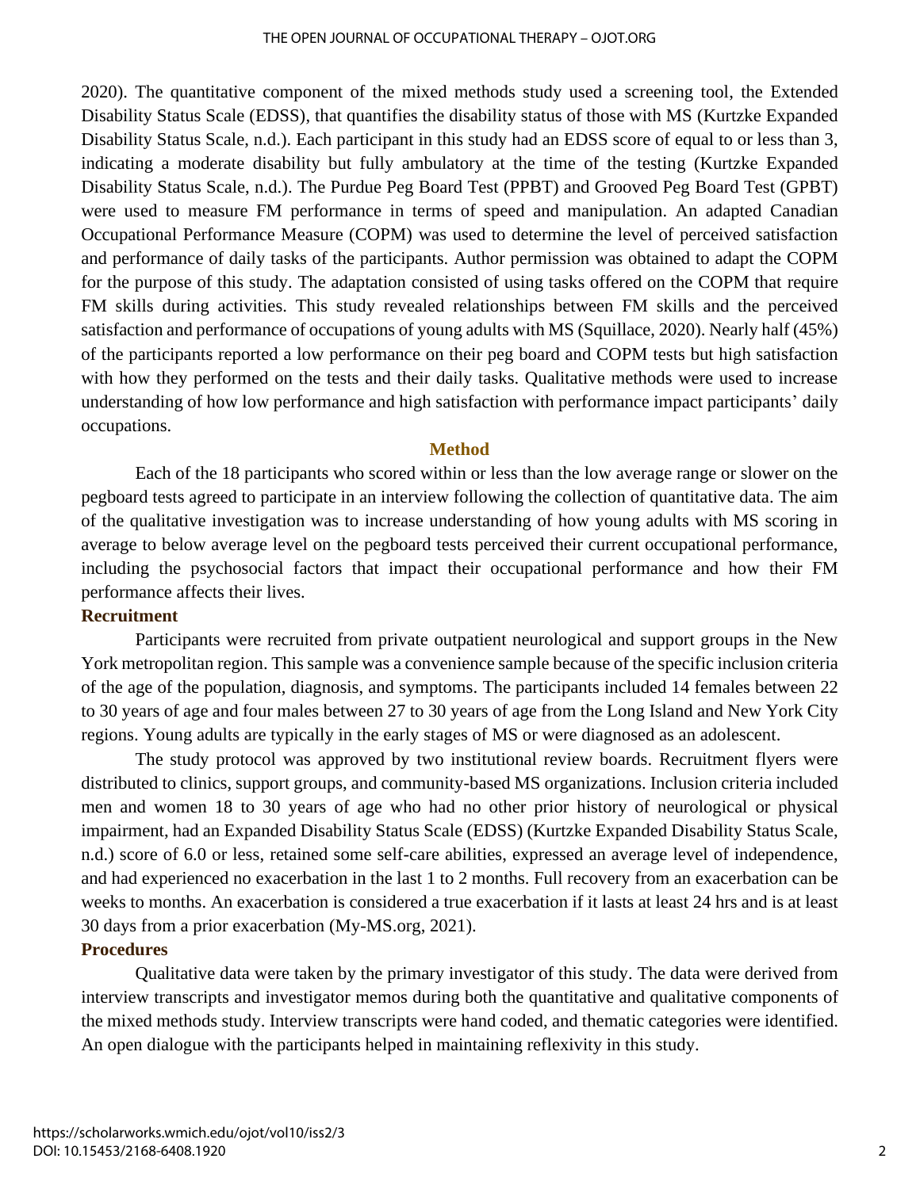2020). The quantitative component of the mixed methods study used a screening tool, the Extended Disability Status Scale (EDSS), that quantifies the disability status of those with MS (Kurtzke Expanded Disability Status Scale, n.d.). Each participant in this study had an EDSS score of equal to or less than 3, indicating a moderate disability but fully ambulatory at the time of the testing (Kurtzke Expanded Disability Status Scale, n.d.). The Purdue Peg Board Test (PPBT) and Grooved Peg Board Test (GPBT) were used to measure FM performance in terms of speed and manipulation. An adapted Canadian Occupational Performance Measure (COPM) was used to determine the level of perceived satisfaction and performance of daily tasks of the participants. Author permission was obtained to adapt the COPM for the purpose of this study. The adaptation consisted of using tasks offered on the COPM that require FM skills during activities. This study revealed relationships between FM skills and the perceived satisfaction and performance of occupations of young adults with MS (Squillace, 2020). Nearly half (45%) of the participants reported a low performance on their peg board and COPM tests but high satisfaction with how they performed on the tests and their daily tasks. Qualitative methods were used to increase understanding of how low performance and high satisfaction with performance impact participants' daily occupations.

## Method

Each of the 18 participants who scored within or less than the low average range or slower on the pegboard tests agreed to participate in an interview following the collection of quantitative data. The aim of the qualitative investigation was to increase understanding of how young adults with MS scoring in average to below average level on the pegboard tests perceived their current occupational performance, including the psychosocial factors that impact their occupational performance and how their FM performance affects their lives.

### Recruitment

Participants were recruited from private outpatient neurological and support groups in the New York metropolitan region. This sample was a convenience sample because of the specific inclusion criteria of the age of the population, diagnosis, and symptoms. The participants included 14 females between 22 to 30 years of age and four males between 27 to 30 years of age from the Long Island and New York City regions. Young adults are typically in the early stages of MS or were diagnosed as an adolescent.

The study protocol was approved by two institutional review boards. Recruitment flyers were distributed to clinics, support groups, and community-based MS organizations. Inclusion criteria included men and women 18 to 30 years of age who had no other prior history of neurological or physical impairment, had an Expanded Disability Status Scale (EDSS) (Kurtzke Expanded Disability Status Scale, n.d.) score of 6.0 or less, retained some self-care abilities, expressed an average level of independence, and had experienced no exacerbation in the last 1 to 2 months. Full recovery from an exacerbation can be weeks to months. An exacerbation is considered a true exacerbation if it lasts at least 24 hrs and is at least 30 days from a prior exacerbation (My-MS.org, 2021).

### Procedures

Qualitative data were taken by the primary investigator of this study. The data were derived from interview transcripts and investigator memos during both the quantitative and qualitative components of the mixed methods study. Interview transcripts were hand coded, and thematic categories were identified. An open dialogue with the participants helped in maintaining reflexivity in this study.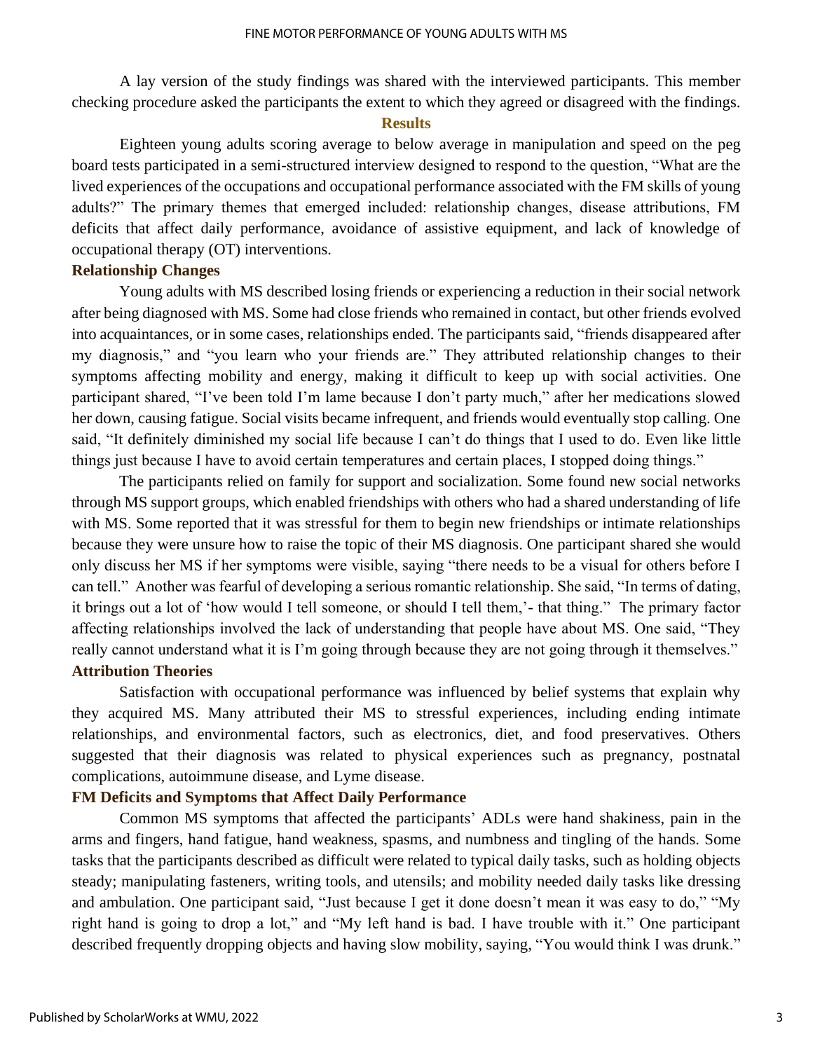A lay version of the study findings was shared with the interviewed participants. This member checking procedure asked the participants the extent to which they agreed or disagreed with the findings.

## Results

Eighteen young adults scoring average to below average in manipulation and speed on the peg board tests participated in a semi-structured interview designed to respond to the question, "What are the lived experiences of the occupations and occupational performance associated with the FM skills of young adults?" The primary themes that emerged included: relationship changes, disease attributions, FM deficits that affect daily performance, avoidance of assistive equipment, and lack of knowledge of occupational therapy (OT) interventions.

### Relationship Changes

Young adults with MS described losing friends or experiencing a reduction in their social network after being diagnosed with MS. Some had close friends who remained in contact, but other friends evolved into acquaintances, or in some cases, relationships ended. The participants said, "friends disappeared after my diagnosis," and "you learn who your friends are." They attributed relationship changes to their symptoms affecting mobility and energy, making it difficult to keep up with social activities. One participant shared, "I've been told I'm lame because I don't party much," after her medications slowed her down, causing fatigue. Social visits became infrequent, and friends would eventually stop calling. One said, "It definitely diminished my social life because I can't do things that I used to do. Even like little things just because I have to avoid certain temperatures and certain places, I stopped doing things."

The participants relied on family for support and socialization. Some found new social networks through MS support groups, which enabled friendships with others who had a shared understanding of life with MS. Some reported that it was stressful for them to begin new friendships or intimate relationships because they were unsure how to raise the topic of their MS diagnosis. One participant shared she would only discuss her MS if her symptoms were visible, saying "there needs to be a visual for others before I can tell." Another was fearful of developing a serious romantic relationship. She said, "In terms of dating, it brings out a lot of 'how would I tell someone, or should I tell them,'- that thing." The primary factor affecting relationships involved the lack of understanding that people have about MS. One said, "They really cannot understand what it is I'm going through because they are not going through it themselves."

### Attribution Theories

Satisfaction with occupational performance was influenced by belief systems that explain why they acquired MS. Many attributed their MS to stressful experiences, including ending intimate relationships, and environmental factors, such as electronics, diet, and food preservatives. Others suggested that their diagnosis was related to physical experiences such as pregnancy, postnatal complications, autoimmune disease, and Lyme disease.

### FM Deficits and Symptoms that Affect Daily Performance

Common MS symptoms that affected the participants' ADLs were hand shakiness, pain in the arms and fingers, hand fatigue, hand weakness, spasms, and numbness and tingling of the hands. Some tasks that the participants described as difficult were related to typical daily tasks, such as holding objects steady; manipulating fasteners, writing tools, and utensils; and mobility needed daily tasks like dressing and ambulation. One participant said, "Just because I get it done doesn't mean it was easy to do," "My right hand is going to drop a lot," and "My left hand is bad. I have trouble with it." One participant described frequently dropping objects and having slow mobility, saying, "You would think I was drunk."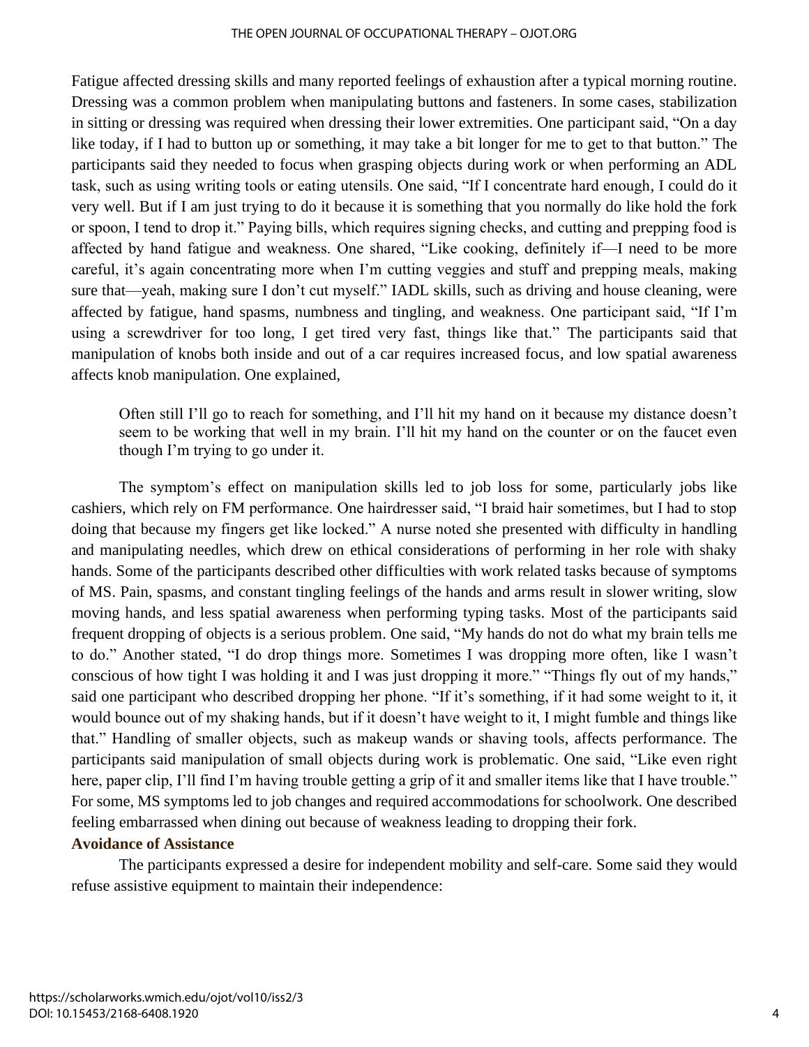Fatigue affected dressing skills and many reported feelings of exhaustion after a typical morning routine. Dressing was a common problem when manipulating buttons and fasteners. In some cases, stabilization in sitting or dressing was required when dressing their lower extremities. One participant said, "On a day like today, if I had to button up or something, it may take a bit longer for me to get to that button." The participants said they needed to focus when grasping objects during work or when performing an ADL task, such as using writing tools or eating utensils. One said, "If I concentrate hard enough, I could do it very well. But if I am just trying to do it because it is something that you normally do like hold the fork or spoon, I tend to drop it." Paying bills, which requires signing checks, and cutting and prepping food is affected by hand fatigue and weakness. One shared, "Like cooking, definitely if—I need to be more careful, it's again concentrating more when I'm cutting veggies and stuff and prepping meals, making sure that—yeah, making sure I don't cut myself." IADL skills, such as driving and house cleaning, were affected by fatigue, hand spasms, numbness and tingling, and weakness. One participant said, "If I'm using a screwdriver for too long, I get tired very fast, things like that." The participants said that manipulation of knobs both inside and out of a car requires increased focus, and low spatial awareness affects knob manipulation. One explained,

> Often still I'll go to reach for something, and I'll hit my hand on it because my distance doesn't seem to be working that well in my brain. I'll hit my hand on the counter or on the faucet even though I'm trying to go under it.

The symptom's effect on manipulation skills led to job loss for some, particularly jobs like cashiers, which rely on FM performance. One hairdresser said, "I braid hair sometimes, but I had to stop doing that because my fingers get like locked." A nurse noted she presented with difficulty in handling and manipulating needles, which drew on ethical considerations of performing in her role with shaky hands. Some of the participants described other difficulties with work related tasks because of symptoms of MS. Pain, spasms, and constant tingling feelings of the hands and arms result in slower writing, slow moving hands, and less spatial awareness when performing typing tasks. Most of the participants said frequent dropping of objects is a serious problem. One said, "My hands do not do what my brain tells me to do." Another stated, "I do drop things more. Sometimes I was dropping more often, like I wasn't conscious of how tight I was holding it and I was just dropping it more." "Things fly out of my hands," said one participant who described dropping her phone. "If it's something, if it had some weight to it, it would bounce out of my shaking hands, but if it doesn't have weight to it, I might fumble and things like that." Handling of smaller objects, such as makeup wands or shaving tools, affects performance. The participants said manipulation of small objects during work is problematic. One said, "Like even right here, paper clip, I'll find I'm having trouble getting a grip of it and smaller items like that I have trouble." For some, MS symptoms led to job changes and required accommodations for schoolwork. One described feeling embarrassed when dining out because of weakness leading to dropping their fork.

### Avoidance of Assistance

The participants expressed a desire for independent mobility and self-care. Some said they would refuse assistive equipment to maintain their independence: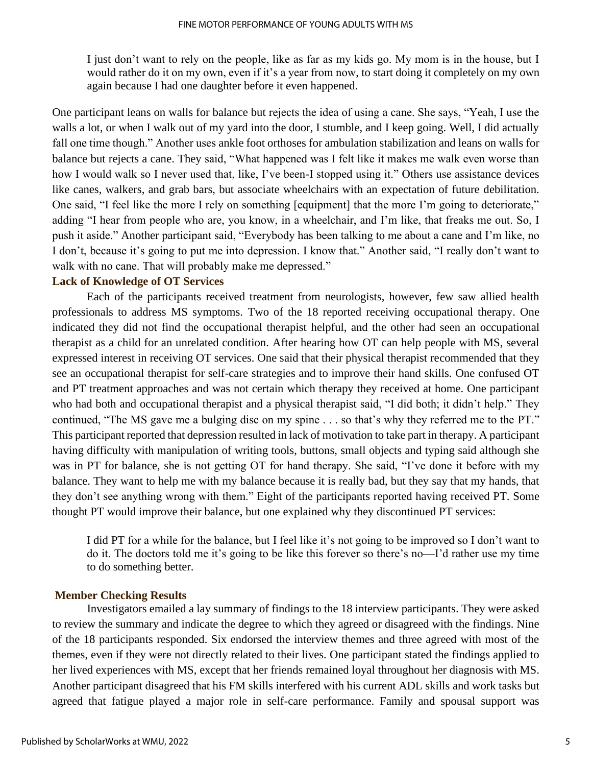> I just don't want to rely on the people, like as far as my kids go. My mom is in the house, but I would rather do it on my own, even if it's a year from now, to start doing it completely on my own again because I had one daughter before it even happened.

One participant leans on walls for balance but rejects the idea of using a cane. She says, "Yeah, I use the walls a lot, or when I walk out of my yard into the door, I stumble, and I keep going. Well, I did actually fall one time though." Another uses ankle foot orthoses for ambulation stabilization and leans on walls for balance but rejects a cane. They said, "What happened was I felt like it makes me walk even worse than how I would walk so I never used that, like, I've been-I stopped using it." Others use assistance devices like canes, walkers, and grab bars, but associate wheelchairs with an expectation of future debilitation. One said, "I feel like the more I rely on something [equipment] that the more I'm going to deteriorate," adding "I hear from people who are, you know, in a wheelchair, and I'm like, that freaks me out. So, I push it aside." Another participant said, "Everybody has been talking to me about a cane and I'm like, no I don't, because it's going to put me into depression. I know that." Another said, "I really don't want to walk with no cane. That will probably make me depressed."

### Lack of Knowledge of OT Services

Each of the participants received treatment from neurologists, however, few saw allied health professionals to address MS symptoms. Two of the 18 reported receiving occupational therapy. One indicated they did not find the occupational therapist helpful, and the other had seen an occupational therapist as a child for an unrelated condition. After hearing how OT can help people with MS, several expressed interest in receiving OT services. One said that their physical therapist recommended that they see an occupational therapist for self-care strategies and to improve their hand skills. One confused OT and PT treatment approaches and was not certain which therapy they received at home. One participant who had both and occupational therapist and a physical therapist said, "I did both; it didn't help." They continued, "The MS gave me a bulging disc on my spine . . . so that's why they referred me to the PT." This participant reported that depression resulted in lack of motivation to take part in therapy. A participant having difficulty with manipulation of writing tools, buttons, small objects and typing said although she was in PT for balance, she is not getting OT for hand therapy. She said, "I've done it before with my balance. They want to help me with my balance because it is really bad, but they say that my hands, that they don't see anything wrong with them." Eight of the participants reported having received PT. Some thought PT would improve their balance, but one explained why they discontinued PT services:

> I did PT for a while for the balance, but I feel like it's not going to be improved so I don't want to do it. The doctors told me it's going to be like this forever so there's no—I'd rather use my time to do something better.

### Member Checking Results

Investigators emailed a lay summary of findings to the 18 interview participants. They were asked to review the summary and indicate the degree to which they agreed or disagreed with the findings. Nine of the 18 participants responded. Six endorsed the interview themes and three agreed with most of the themes, even if they were not directly related to their lives. One participant stated the findings applied to her lived experiences with MS, except that her friends remained loyal throughout her diagnosis with MS. Another participant disagreed that his FM skills interfered with his current ADL skills and work tasks but agreed that fatigue played a major role in self-care performance. Family and spousal support was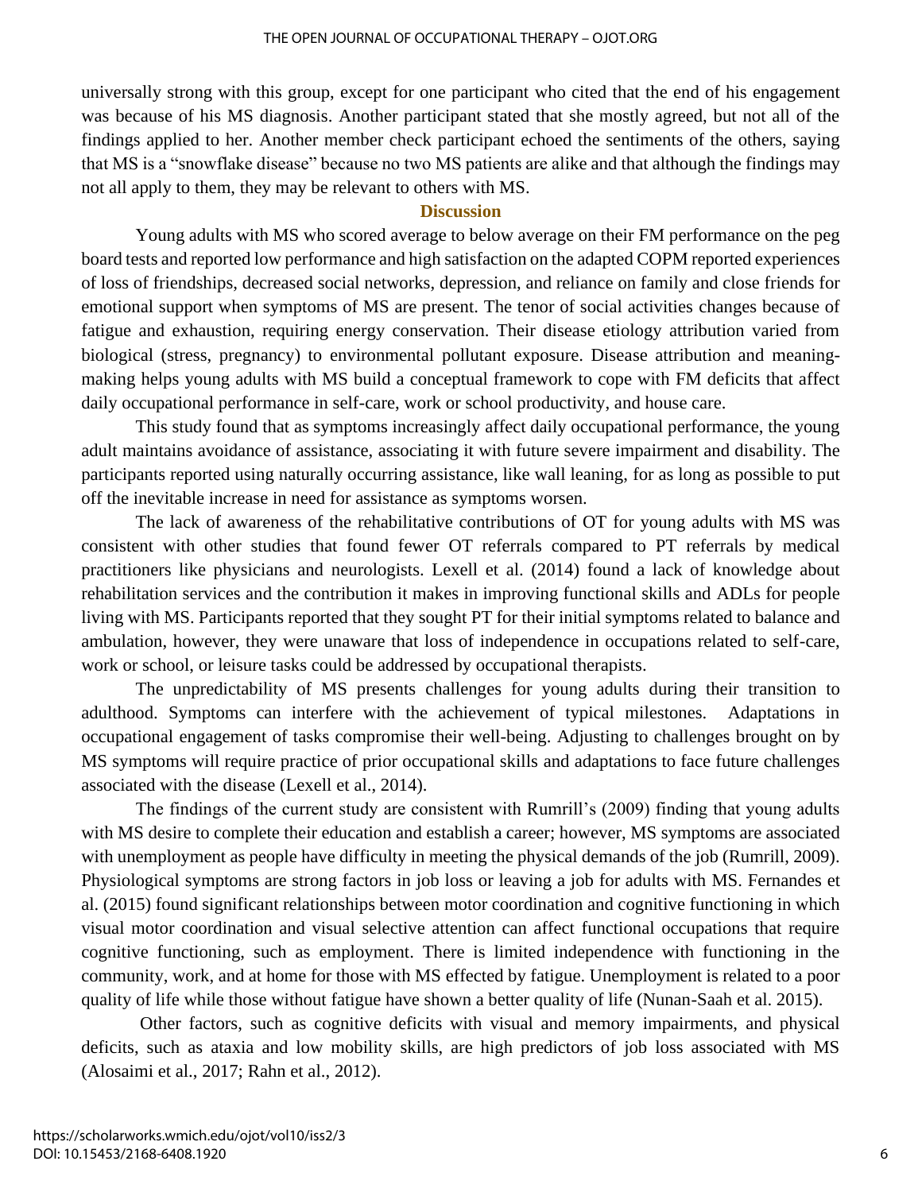universally strong with this group, except for one participant who cited that the end of his engagement was because of his MS diagnosis. Another participant stated that she mostly agreed, but not all of the findings applied to her. Another member check participant echoed the sentiments of the others, saying that MS is a "snowflake disease" because no two MS patients are alike and that although the findings may not all apply to them, they may be relevant to others with MS.

## Discussion

Young adults with MS who scored average to below average on their FM performance on the peg board tests and reported low performance and high satisfaction on the adapted COPM reported experiences of loss of friendships, decreased social networks, depression, and reliance on family and close friends for emotional support when symptoms of MS are present. The tenor of social activities changes because of fatigue and exhaustion, requiring energy conservation. Their disease etiology attribution varied from biological (stress, pregnancy) to environmental pollutant exposure. Disease attribution and meaning-making helps young adults with MS build a conceptual framework to cope with FM deficits that affect daily occupational performance in self-care, work or school productivity, and house care.

This study found that as symptoms increasingly affect daily occupational performance, the young adult maintains avoidance of assistance, associating it with future severe impairment and disability. The participants reported using naturally occurring assistance, like wall leaning, for as long as possible to put off the inevitable increase in need for assistance as symptoms worsen.

The lack of awareness of the rehabilitative contributions of OT for young adults with MS was consistent with other studies that found fewer OT referrals compared to PT referrals by medical practitioners like physicians and neurologists. Lexell et al. (2014) found a lack of knowledge about rehabilitation services and the contribution it makes in improving functional skills and ADLs for people living with MS. Participants reported that they sought PT for their initial symptoms related to balance and ambulation, however, they were unaware that loss of independence in occupations related to self-care, work or school, or leisure tasks could be addressed by occupational therapists.

The unpredictability of MS presents challenges for young adults during their transition to adulthood. Symptoms can interfere with the achievement of typical milestones. Adaptations in occupational engagement of tasks compromise their well-being. Adjusting to challenges brought on by MS symptoms will require practice of prior occupational skills and adaptations to face future challenges associated with the disease (Lexell et al., 2014).

The findings of the current study are consistent with Rumrill's (2009) finding that young adults with MS desire to complete their education and establish a career; however, MS symptoms are associated with unemployment as people have difficulty in meeting the physical demands of the job (Rumrill, 2009). Physiological symptoms are strong factors in job loss or leaving a job for adults with MS. Fernandes et al. (2015) found significant relationships between motor coordination and cognitive functioning in which visual motor coordination and visual selective attention can affect functional occupations that require cognitive functioning, such as employment. There is limited independence with functioning in the community, work, and at home for those with MS effected by fatigue. Unemployment is related to a poor quality of life while those without fatigue have shown a better quality of life (Nunan-Saah et al. 2015).

Other factors, such as cognitive deficits with visual and memory impairments, and physical deficits, such as ataxia and low mobility skills, are high predictors of job loss associated with MS (Alosaimi et al., 2017; Rahn et al., 2012).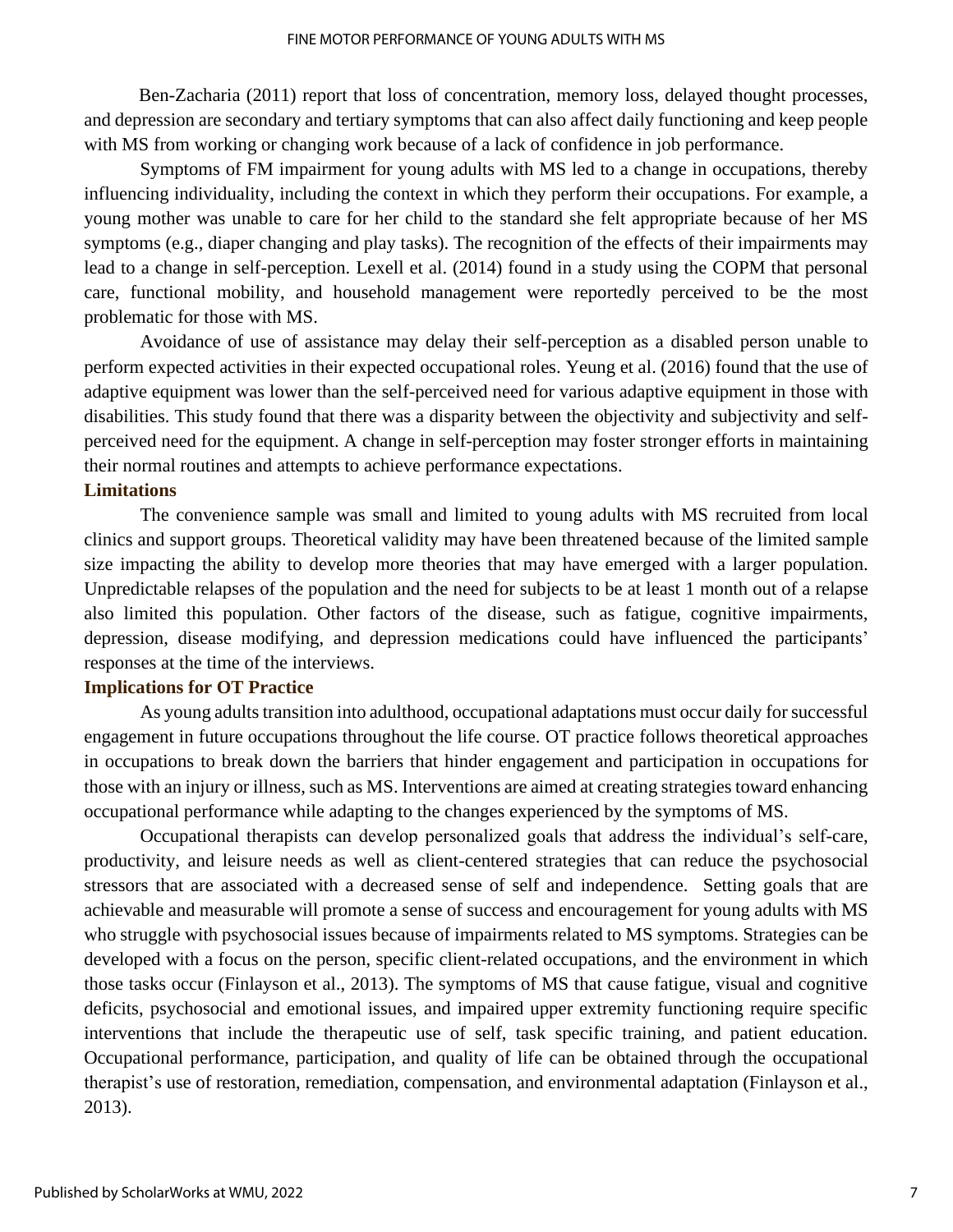Ben-Zacharia (2011) report that loss of concentration, memory loss, delayed thought processes, and depression are secondary and tertiary symptoms that can also affect daily functioning and keep people with MS from working or changing work because of a lack of confidence in job performance.

Symptoms of FM impairment for young adults with MS led to a change in occupations, thereby influencing individuality, including the context in which they perform their occupations. For example, a young mother was unable to care for her child to the standard she felt appropriate because of her MS symptoms (e.g., diaper changing and play tasks). The recognition of the effects of their impairments may lead to a change in self-perception. Lexell et al. (2014) found in a study using the COPM that personal care, functional mobility, and household management were reportedly perceived to be the most problematic for those with MS.

Avoidance of use of assistance may delay their self-perception as a disabled person unable to perform expected activities in their expected occupational roles. Yeung et al. (2016) found that the use of adaptive equipment was lower than the self-perceived need for various adaptive equipment in those with disabilities. This study found that there was a disparity between the objectivity and subjectivity and self-perceived need for the equipment. A change in self-perception may foster stronger efforts in maintaining their normal routines and attempts to achieve performance expectations.

### Limitations

The convenience sample was small and limited to young adults with MS recruited from local clinics and support groups. Theoretical validity may have been threatened because of the limited sample size impacting the ability to develop more theories that may have emerged with a larger population. Unpredictable relapses of the population and the need for subjects to be at least 1 month out of a relapse also limited this population. Other factors of the disease, such as fatigue, cognitive impairments, depression, disease modifying, and depression medications could have influenced the participants' responses at the time of the interviews.

### Implications for OT Practice

As young adults transition into adulthood, occupational adaptations must occur daily for successful engagement in future occupations throughout the life course. OT practice follows theoretical approaches in occupations to break down the barriers that hinder engagement and participation in occupations for those with an injury or illness, such as MS. Interventions are aimed at creating strategies toward enhancing occupational performance while adapting to the changes experienced by the symptoms of MS.

Occupational therapists can develop personalized goals that address the individual's self-care, productivity, and leisure needs as well as client-centered strategies that can reduce the psychosocial stressors that are associated with a decreased sense of self and independence. Setting goals that are achievable and measurable will promote a sense of success and encouragement for young adults with MS who struggle with psychosocial issues because of impairments related to MS symptoms. Strategies can be developed with a focus on the person, specific client-related occupations, and the environment in which those tasks occur (Finlayson et al., 2013). The symptoms of MS that cause fatigue, visual and cognitive deficits, psychosocial and emotional issues, and impaired upper extremity functioning require specific interventions that include the therapeutic use of self, task specific training, and patient education. Occupational performance, participation, and quality of life can be obtained through the occupational therapist's use of restoration, remediation, compensation, and environmental adaptation (Finlayson et al., 2013).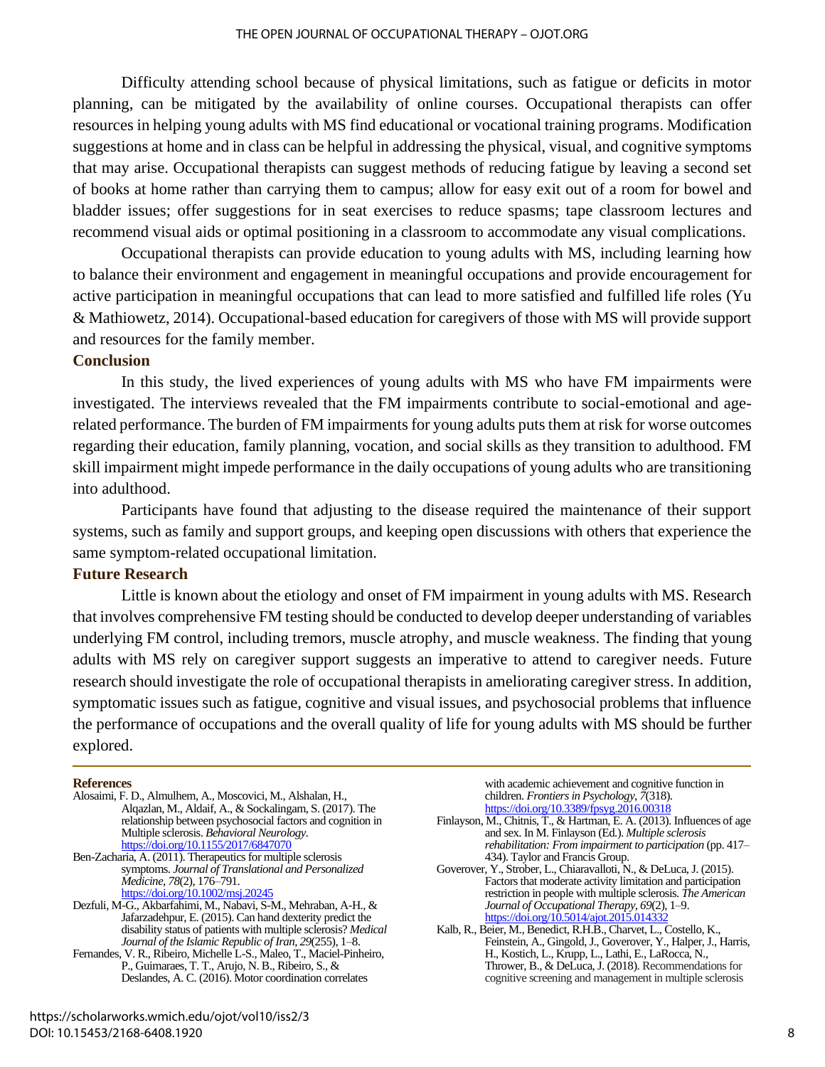Difficulty attending school because of physical limitations, such as fatigue or deficits in motor planning, can be mitigated by the availability of online courses. Occupational therapists can offer resources in helping young adults with MS find educational or vocational training programs. Modification suggestions at home and in class can be helpful in addressing the physical, visual, and cognitive symptoms that may arise. Occupational therapists can suggest methods of reducing fatigue by leaving a second set of books at home rather than carrying them to campus; allow for easy exit out of a room for bowel and bladder issues; offer suggestions for in seat exercises to reduce spasms; tape classroom lectures and recommend visual aids or optimal positioning in a classroom to accommodate any visual complications.

Occupational therapists can provide education to young adults with MS, including learning how to balance their environment and engagement in meaningful occupations and provide encouragement for active participation in meaningful occupations that can lead to more satisfied and fulfilled life roles (Yu & Mathiowetz, 2014). Occupational-based education for caregivers of those with MS will provide support and resources for the family member.

## Conclusion

In this study, the lived experiences of young adults with MS who have FM impairments were investigated. The interviews revealed that the FM impairments contribute to social-emotional and age-related performance. The burden of FM impairments for young adults puts them at risk for worse outcomes regarding their education, family planning, vocation, and social skills as they transition to adulthood. FM skill impairment might impede performance in the daily occupations of young adults who are transitioning into adulthood.

Participants have found that adjusting to the disease required the maintenance of their support systems, such as family and support groups, and keeping open discussions with others that experience the same symptom-related occupational limitation.

## Future Research

Little is known about the etiology and onset of FM impairment in young adults with MS. Research that involves comprehensive FM testing should be conducted to develop deeper understanding of variables underlying FM control, including tremors, muscle atrophy, and muscle weakness. The finding that young adults with MS rely on caregiver support suggests an imperative to attend to caregiver needs. Future research should investigate the role of occupational therapists in ameliorating caregiver stress. In addition, symptomatic issues such as fatigue, cognitive and visual issues, and psychosocial problems that influence the performance of occupations and the overall quality of life for young adults with MS should be further explored.

## References

Alosaimi, F. D., Almulhem, A., Moscovici, M., Alshalan, H., Alqazlan, M., Aldaif, A., & Sockalingam, S. (2017). The relationship between psychosocial factors and cognition in Multiple sclerosis. *Behavioral Neurology*. https://doi.org/10.1155/2017/6847070

Ben-Zacharia, A. (2011). Therapeutics for multiple sclerosis symptoms. *Journal of Translational and Personalized Medicine*, *78*(2), 176–791. https://doi.org/10.1002/msj.20245

Dezfuli, M-G., Akbarfahimi, M., Nabavi, S-M., Mehraban, A-H., & Jafarzadehpur, E. (2015). Can hand dexterity predict the disability status of patients with multiple sclerosis? *Medical Journal of the Islamic Republic of Iran*, *29*(255), 1–8.

Fernandes, V. R., Ribeiro, Michelle L-S., Maleo, T., Maciel-Pinheiro, P., Guimaraes, T. T., Arujo, N. B., Ribeiro, S., & Deslandes, A. C. (2016). Motor coordination correlates with academic achievement and cognitive function in children. *Frontiers in Psychology*, *7*(318). https://doi.org/10.3389/fpsyg.2016.00318

Finlayson, M., Chitnis, T., & Hartman, E. A. (2013). Influences of age and sex. In M. Finlayson (Ed.). *Multiple sclerosis rehabilitation: From impairment to participation* (pp. 417–434). Taylor and Francis Group.

Goverover, Y., Strober, L., Chiaravalloti, N., & DeLuca, J. (2015). Factors that moderate activity limitation and participation restriction in people with multiple sclerosis. *The American Journal of Occupational Therapy*, *69*(2), 1–9. https://doi.org/10.5014/ajot.2015.014332

Kalb, R., Beier, M., Benedict, R.H.B., Charvet, L., Costello, K., Feinstein, A., Gingold, J., Goverover, Y., Halper, J., Harris, H., Kostich, L., Krupp, L., Lathi, E., LaRocca, N., Thrower, B., & DeLuca, J. (2018). Recommendations for cognitive screening and management in multiple sclerosis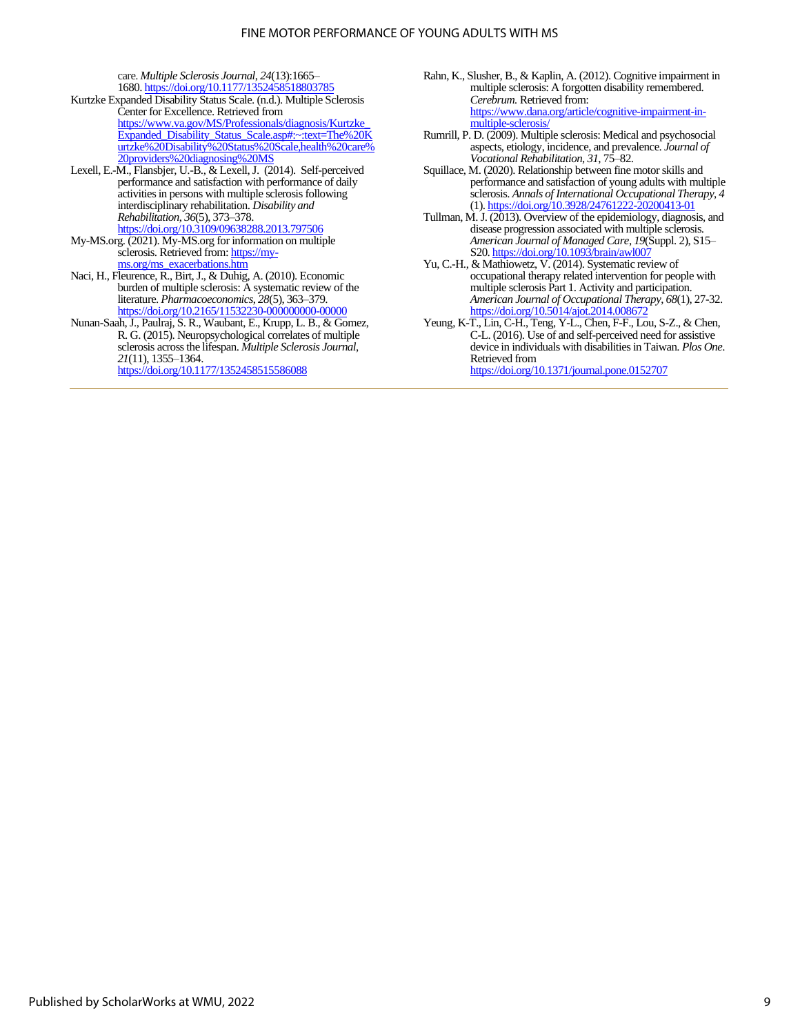care. *Multiple Sclerosis Journal*, *24*(13):1665–1680. https://doi.org/10.1177/1352458518803785

Kurtzke Expanded Disability Status Scale. (n.d.). Multiple Sclerosis Center for Excellence. Retrieved from https://www.va.gov/MS/Professionals/diagnosis/Kurtzke_Expanded_Disability_Status_Scale.asp#:~:text=The%20Kurtzke%20Disability%20Status%20Scale,health%20care%20providers%20diagnosing%20MS

Lexell, E.-M., Flansbjer, U.-B., & Lexell, J. (2014). Self-perceived performance and satisfaction with performance of daily activities in persons with multiple sclerosis following interdisciplinary rehabilitation. *Disability and Rehabilitation*, *36*(5), 373–378. https://doi.org/10.3109/09638288.2013.797506

My-MS.org. (2021). My-MS.org for information on multiple sclerosis. Retrieved from: https://my-ms.org/ms_exacerbations.htm

Naci, H., Fleurence, R., Birt, J., & Duhig, A. (2010). Economic burden of multiple sclerosis: A systematic review of the literature. *Pharmacoeconomics*, *28*(5), 363–379. https://doi.org/10.2165/11532230-000000000-00000

Nunan-Saah, J., Paulraj, S. R., Waubant, E., Krupp, L. B., & Gomez, R. G. (2015). Neuropsychological correlates of multiple sclerosis across the lifespan. *Multiple Sclerosis Journal*, *21*(11), 1355–1364. https://doi.org/10.1177/1352458515586088

Rahn, K., Slusher, B., & Kaplin, A. (2012). Cognitive impairment in multiple sclerosis: A forgotten disability remembered. *Cerebrum.* Retrieved from: https://www.dana.org/article/cognitive-impairment-in-multiple-sclerosis/

Rumrill, P. D. (2009). Multiple sclerosis: Medical and psychosocial aspects, etiology, incidence, and prevalence. *Journal of Vocational Rehabilitation*, *31*, 75–82.

Squillace, M. (2020). Relationship between fine motor skills and performance and satisfaction of young adults with multiple sclerosis. *Annals of International Occupational Therapy*, *4* (1). https://doi.org/10.3928/24761222-20200413-01

Tullman, M. J. (2013). Overview of the epidemiology, diagnosis, and disease progression associated with multiple sclerosis. *American Journal of Managed Care*, *19*(Suppl. 2), S15–S20. https://doi.org/10.1093/brain/awl007

Yu, C.-H., & Mathiowetz, V. (2014). Systematic review of occupational therapy related intervention for people with multiple sclerosis Part 1. Activity and participation. *American Journal of Occupational Therapy*, *68*(1), 27-32. https://doi.org/10.5014/ajot.2014.008672

Yeung, K-T., Lin, C-H., Teng, Y-L., Chen, F-F., Lou, S-Z., & Chen, C-L. (2016). Use of and self-perceived need for assistive device in individuals with disabilities in Taiwan. *Plos One*. Retrieved from https://doi.org/10.1371/journal.pone.0152707